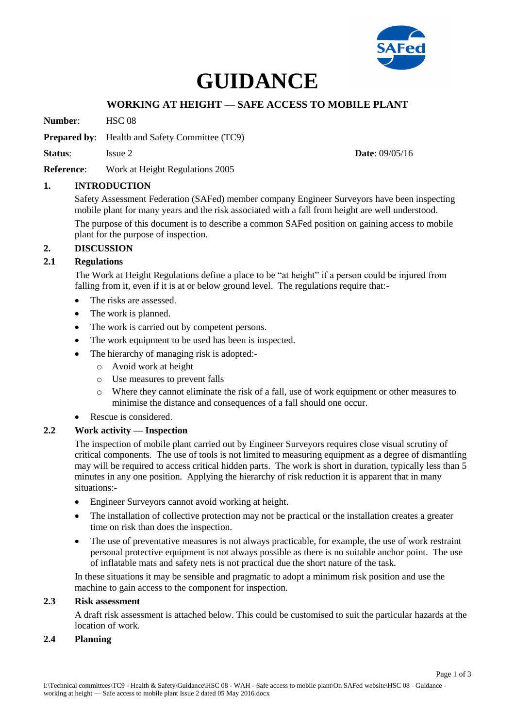# GUIDANCE

## WORKING AT HEIGHT — SAFE ACCESS TO MOBILE PLANT

**Number**: HSC 08

**Prepared by**: Health and Safety Committee (TC9)

**Status**: Issue 2 **Date**: 09/05/16

**Reference**: Work at Height Regulations 2005

## 1. INTRODUCTION

Safety Assessment Federation (SAFed) member company Engineer Surveyors have been inspecting mobile plant for many years and the risk associated with a fall from height are well understood.

The purpose of this document is to describe a common SAFed position on gaining access to mobile plant for the purpose of inspection.

## 2. DISCUSSION

### 2.1 Regulations

The Work at Height Regulations define a place to be "at height" if a person could be injured from falling from it, even if it is at or below ground level. The regulations require that:-

- The risks are assessed.
- The work is planned.
- The work is carried out by competent persons.
- The work equipment to be used has been is inspected.
- The hierarchy of managing risk is adopted:-
  - Avoid work at height
  - Use measures to prevent falls
  - Where they cannot eliminate the risk of a fall, use of work equipment or other measures to minimise the distance and consequences of a fall should one occur.
- Rescue is considered.

### 2.2 Work activity — Inspection

The inspection of mobile plant carried out by Engineer Surveyors requires close visual scrutiny of critical components. The use of tools is not limited to measuring equipment as a degree of dismantling may will be required to access critical hidden parts. The work is short in duration, typically less than 5 minutes in any one position. Applying the hierarchy of risk reduction it is apparent that in many situations:-

- Engineer Surveyors cannot avoid working at height.
- The installation of collective protection may not be practical or the installation creates a greater time on risk than does the inspection.
- The use of preventative measures is not always practicable, for example, the use of work restraint personal protective equipment is not always possible as there is no suitable anchor point. The use of inflatable mats and safety nets is not practical due the short nature of the task.

In these situations it may be sensible and pragmatic to adopt a minimum risk position and use the machine to gain access to the component for inspection.

### 2.3 Risk assessment

A draft risk assessment is attached below. This could be customised to suit the particular hazards at the location of work.

### 2.4 Planning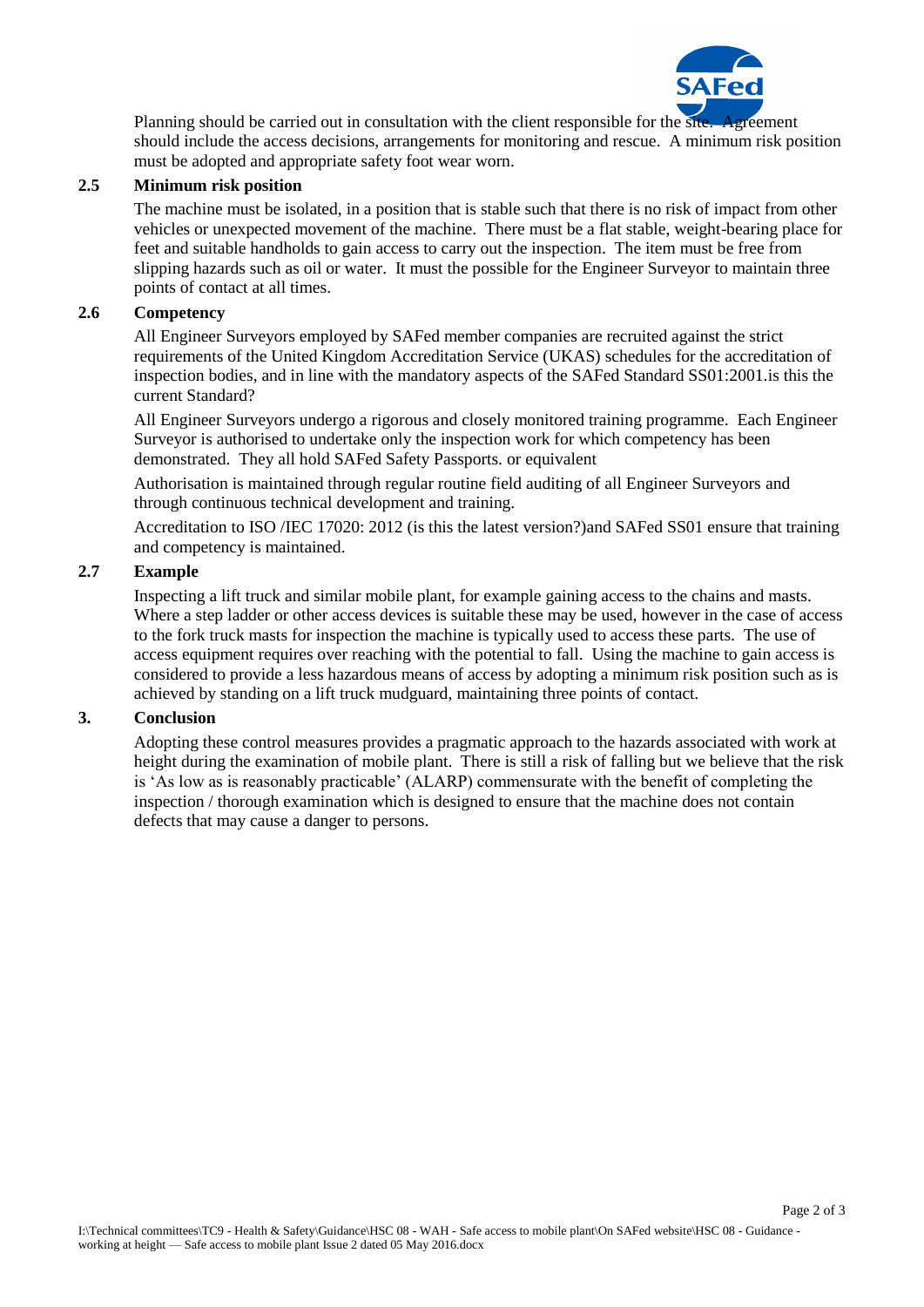Planning should be carried out in consultation with the client responsible for the site. Agreement should include the access decisions, arrangements for monitoring and rescue. A minimum risk position must be adopted and appropriate safety foot wear worn.

### 2.5 Minimum risk position

The machine must be isolated, in a position that is stable such that there is no risk of impact from other vehicles or unexpected movement of the machine. There must be a flat stable, weight-bearing place for feet and suitable handholds to gain access to carry out the inspection. The item must be free from slipping hazards such as oil or water. It must the possible for the Engineer Surveyor to maintain three points of contact at all times.

### 2.6 Competency

All Engineer Surveyors employed by SAFed member companies are recruited against the strict requirements of the United Kingdom Accreditation Service (UKAS) schedules for the accreditation of inspection bodies, and in line with the mandatory aspects of the SAFed Standard SS01:2001.is this the current Standard?

All Engineer Surveyors undergo a rigorous and closely monitored training programme. Each Engineer Surveyor is authorised to undertake only the inspection work for which competency has been demonstrated. They all hold SAFed Safety Passports. or equivalent

Authorisation is maintained through regular routine field auditing of all Engineer Surveyors and through continuous technical development and training.

Accreditation to ISO /IEC 17020: 2012 (is this the latest version?)and SAFed SS01 ensure that training and competency is maintained.

### 2.7 Example

Inspecting a lift truck and similar mobile plant, for example gaining access to the chains and masts. Where a step ladder or other access devices is suitable these may be used, however in the case of access to the fork truck masts for inspection the machine is typically used to access these parts. The use of access equipment requires over reaching with the potential to fall. Using the machine to gain access is considered to provide a less hazardous means of access by adopting a minimum risk position such as is achieved by standing on a lift truck mudguard, maintaining three points of contact.

## 3. Conclusion

Adopting these control measures provides a pragmatic approach to the hazards associated with work at height during the examination of mobile plant. There is still a risk of falling but we believe that the risk is 'As low as is reasonably practicable' (ALARP) commensurate with the benefit of completing the inspection / thorough examination which is designed to ensure that the machine does not contain defects that may cause a danger to persons.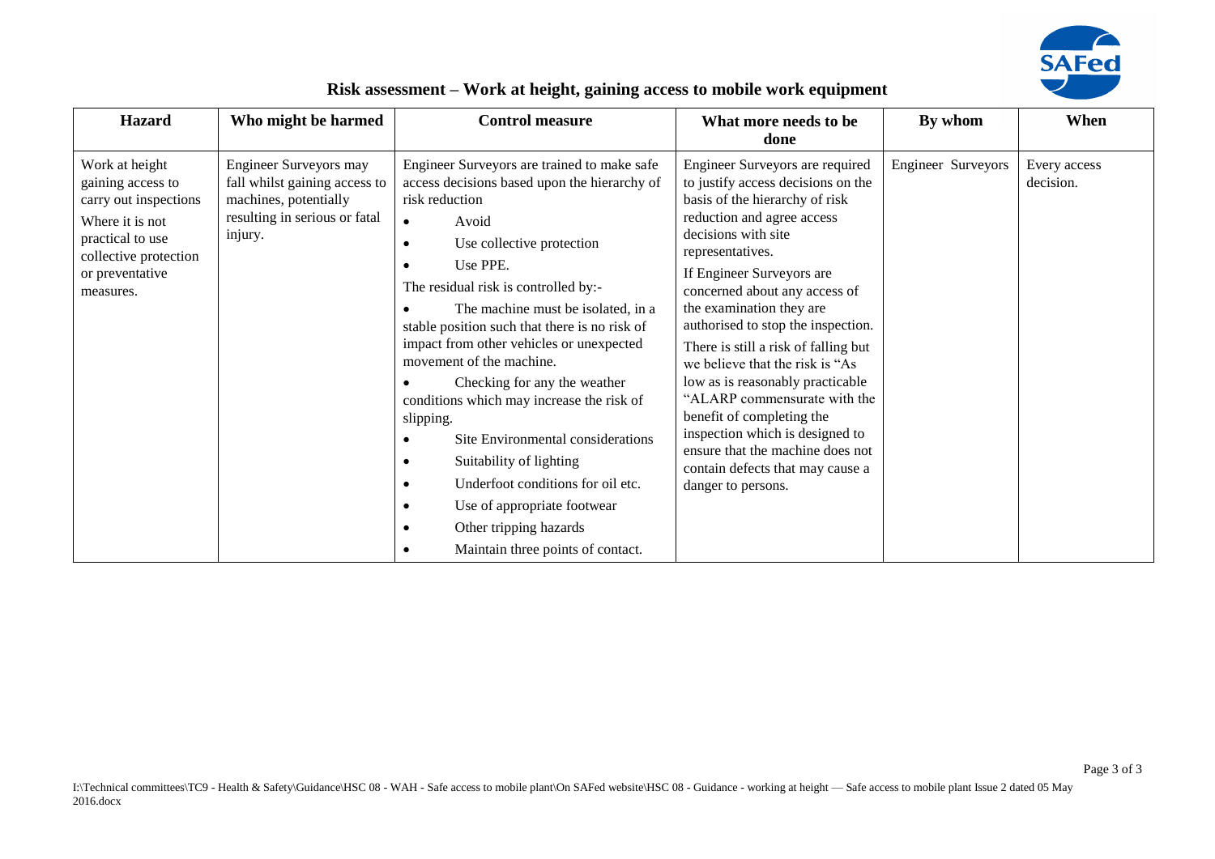# Risk assessment – Work at height, gaining access to mobile work equipment

| Hazard | Who might be harmed | Control measure | What more needs to be done | By whom | When |
|---|---|---|---|---|---|
| Work at height gaining access to carry out inspections<br><br>Where it is not practical to use collective protection or preventative measures. | Engineer Surveyors may fall whilst gaining access to machines, potentially resulting in serious or fatal injury. | Engineer Surveyors are trained to make safe access decisions based upon the hierarchy of risk reduction<br>• Avoid<br>• Use collective protection<br>• Use PPE.<br>The residual risk is controlled by:-<br>• The machine must be isolated, in a stable position such that there is no risk of impact from other vehicles or unexpected movement of the machine.<br>• Checking for any the weather conditions which may increase the risk of slipping.<br>• Site Environmental considerations<br>• Suitability of lighting<br>• Underfoot conditions for oil etc.<br>• Use of appropriate footwear<br>• Other tripping hazards<br>• Maintain three points of contact. | Engineer Surveyors are required to justify access decisions on the basis of the hierarchy of risk reduction and agree access decisions with site representatives.<br>If Engineer Surveyors are concerned about any access of the examination they are authorised to stop the inspection.<br>There is still a risk of falling but we believe that the risk is "As low as is reasonably practicable "ALARP commensurate with the benefit of completing the inspection which is designed to ensure that the machine does not contain defects that may cause a danger to persons. | Engineer Surveyors | Every access decision. |